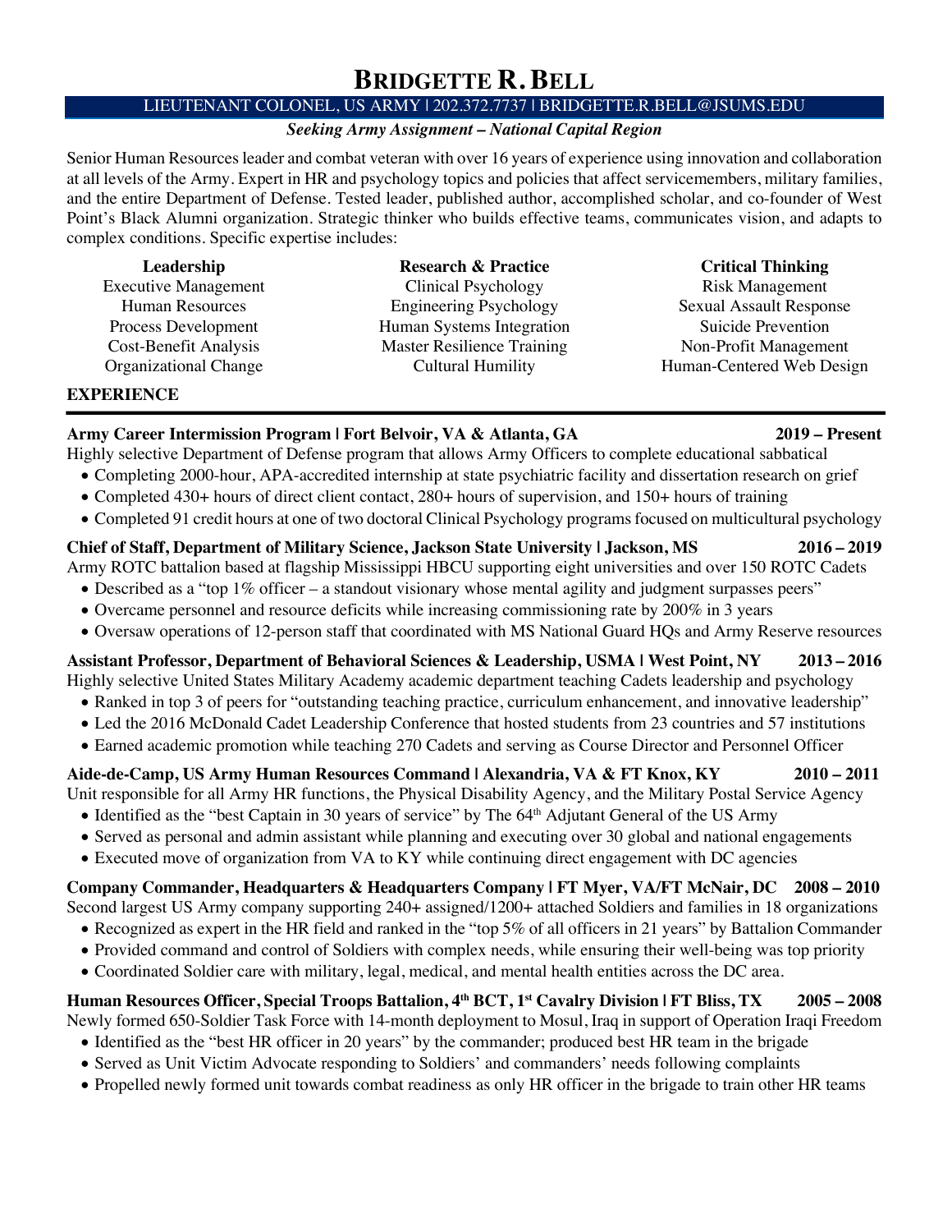# BRIDGETTE R. BELL

LIEUTENANT COLONEL, US ARMY | 202.372.7737 | BRIDGETTE.R.BELL@JSUMS.EDU

***Seeking Army Assignment – National Capital Region***

Senior Human Resources leader and combat veteran with over 16 years of experience using innovation and collaboration at all levels of the Army. Expert in HR and psychology topics and policies that affect servicemembers, military families, and the entire Department of Defense. Tested leader, published author, accomplished scholar, and co-founder of West Point's Black Alumni organization. Strategic thinker who builds effective teams, communicates vision, and adapts to complex conditions. Specific expertise includes:

| **Leadership** | **Research & Practice** | **Critical Thinking** |
|---|---|---|
| Executive Management | Clinical Psychology | Risk Management |
| Human Resources | Engineering Psychology | Sexual Assault Response |
| Process Development | Human Systems Integration | Suicide Prevention |
| Cost-Benefit Analysis | Master Resilience Training | Non-Profit Management |
| Organizational Change | Cultural Humility | Human-Centered Web Design |

## EXPERIENCE

**Army Career Intermission Program | Fort Belvoir, VA & Atlanta, GA** **2019 – Present**
Highly selective Department of Defense program that allows Army Officers to complete educational sabbatical
- Completing 2000-hour, APA-accredited internship at state psychiatric facility and dissertation research on grief
- Completed 430+ hours of direct client contact, 280+ hours of supervision, and 150+ hours of training
- Completed 91 credit hours at one of two doctoral Clinical Psychology programs focused on multicultural psychology

**Chief of Staff, Department of Military Science, Jackson State University | Jackson, MS** **2016 – 2019**
Army ROTC battalion based at flagship Mississippi HBCU supporting eight universities and over 150 ROTC Cadets
- Described as a "top 1% officer – a standout visionary whose mental agility and judgment surpasses peers"
- Overcame personnel and resource deficits while increasing commissioning rate by 200% in 3 years
- Oversaw operations of 12-person staff that coordinated with MS National Guard HQs and Army Reserve resources

**Assistant Professor, Department of Behavioral Sciences & Leadership, USMA | West Point, NY** **2013 – 2016**
Highly selective United States Military Academy academic department teaching Cadets leadership and psychology
- Ranked in top 3 of peers for "outstanding teaching practice, curriculum enhancement, and innovative leadership"
- Led the 2016 McDonald Cadet Leadership Conference that hosted students from 23 countries and 57 institutions
- Earned academic promotion while teaching 270 Cadets and serving as Course Director and Personnel Officer

**Aide-de-Camp, US Army Human Resources Command | Alexandria, VA & FT Knox, KY** **2010 – 2011**
Unit responsible for all Army HR functions, the Physical Disability Agency, and the Military Postal Service Agency
- Identified as the "best Captain in 30 years of service" by The 64th Adjutant General of the US Army
- Served as personal and admin assistant while planning and executing over 30 global and national engagements
- Executed move of organization from VA to KY while continuing direct engagement with DC agencies

**Company Commander, Headquarters & Headquarters Company | FT Myer, VA/FT McNair, DC** **2008 – 2010**
Second largest US Army company supporting 240+ assigned/1200+ attached Soldiers and families in 18 organizations
- Recognized as expert in the HR field and ranked in the "top 5% of all officers in 21 years" by Battalion Commander
- Provided command and control of Soldiers with complex needs, while ensuring their well-being was top priority
- Coordinated Soldier care with military, legal, medical, and mental health entities across the DC area.

**Human Resources Officer, Special Troops Battalion, 4th BCT, 1st Cavalry Division | FT Bliss, TX** **2005 – 2008**
Newly formed 650-Soldier Task Force with 14-month deployment to Mosul, Iraq in support of Operation Iraqi Freedom
- Identified as the "best HR officer in 20 years" by the commander; produced best HR team in the brigade
- Served as Unit Victim Advocate responding to Soldiers' and commanders' needs following complaints
- Propelled newly formed unit towards combat readiness as only HR officer in the brigade to train other HR teams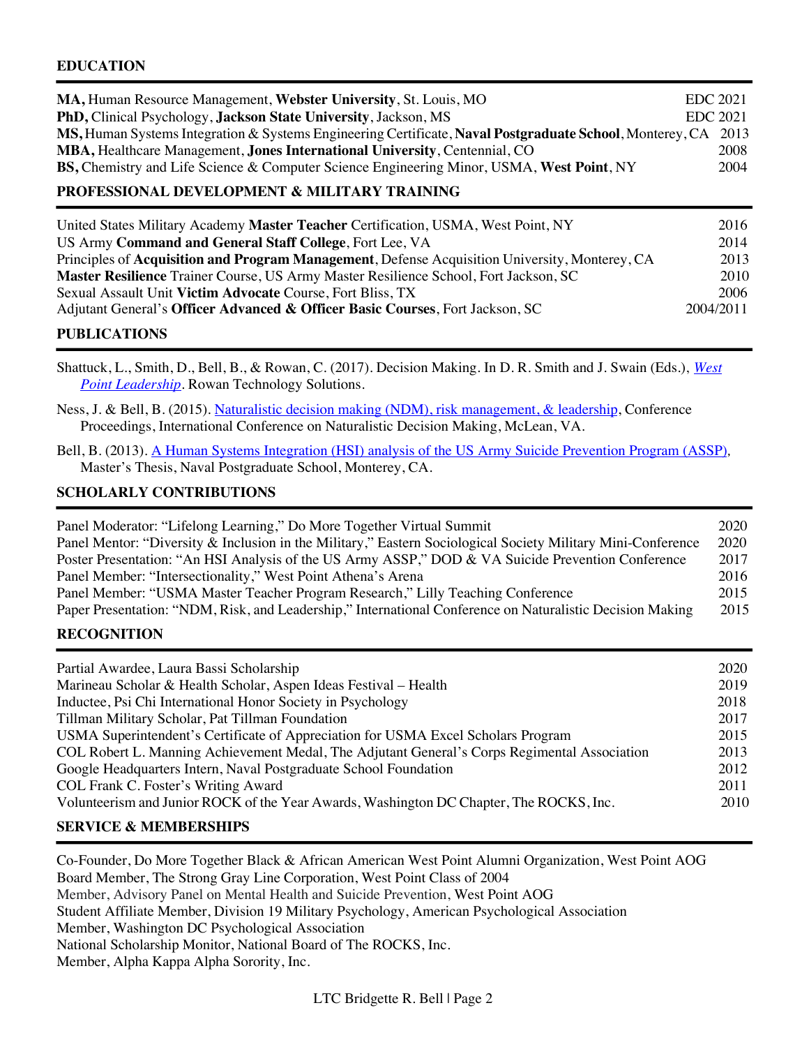## EDUCATION

**MA,** Human Resource Management, **Webster University**, St. Louis, MO — EDC 2021
**PhD,** Clinical Psychology, **Jackson State University**, Jackson, MS — EDC 2021
**MS,** Human Systems Integration & Systems Engineering Certificate, **Naval Postgraduate School**, Monterey, CA — 2013
**MBA,** Healthcare Management, **Jones International University**, Centennial, CO — 2008
**BS,** Chemistry and Life Science & Computer Science Engineering Minor, USMA, **West Point**, NY — 2004

## PROFESSIONAL DEVELOPMENT & MILITARY TRAINING

United States Military Academy **Master Teacher** Certification, USMA, West Point, NY — 2016
US Army **Command and General Staff College**, Fort Lee, VA — 2014
Principles of **Acquisition and Program Management**, Defense Acquisition University, Monterey, CA — 2013
**Master Resilience** Trainer Course, US Army Master Resilience School, Fort Jackson, SC — 2010
Sexual Assault Unit **Victim Advocate** Course, Fort Bliss, TX — 2006
Adjutant General's **Officer Advanced & Officer Basic Courses**, Fort Jackson, SC — 2004/2011

## PUBLICATIONS

Shattuck, L., Smith, D., Bell, B., & Rowan, C. (2017). Decision Making. In D. R. Smith and J. Swain (Eds.), *West Point Leadership*. Rowan Technology Solutions.

Ness, J. & Bell, B. (2015). Naturalistic decision making (NDM), risk management, & leadership, Conference Proceedings, International Conference on Naturalistic Decision Making, McLean, VA.

Bell, B. (2013). A Human Systems Integration (HSI) analysis of the US Army Suicide Prevention Program (ASSP), Master's Thesis, Naval Postgraduate School, Monterey, CA.

## SCHOLARLY CONTRIBUTIONS

Panel Moderator: "Lifelong Learning," Do More Together Virtual Summit — 2020
Panel Mentor: "Diversity & Inclusion in the Military," Eastern Sociological Society Military Mini-Conference — 2020
Poster Presentation: "An HSI Analysis of the US Army ASSP," DOD & VA Suicide Prevention Conference — 2017
Panel Member: "Intersectionality," West Point Athena's Arena — 2016
Panel Member: "USMA Master Teacher Program Research," Lilly Teaching Conference — 2015
Paper Presentation: "NDM, Risk, and Leadership," International Conference on Naturalistic Decision Making — 2015

## RECOGNITION

Partial Awardee, Laura Bassi Scholarship — 2020
Marineau Scholar & Health Scholar, Aspen Ideas Festival – Health — 2019
Inductee, Psi Chi International Honor Society in Psychology — 2018
Tillman Military Scholar, Pat Tillman Foundation — 2017
USMA Superintendent's Certificate of Appreciation for USMA Excel Scholars Program — 2015
COL Robert L. Manning Achievement Medal, The Adjutant General's Corps Regimental Association — 2013
Google Headquarters Intern, Naval Postgraduate School Foundation — 2012
COL Frank C. Foster's Writing Award — 2011
Volunteerism and Junior ROCK of the Year Awards, Washington DC Chapter, The ROCKS, Inc. — 2010

## SERVICE & MEMBERSHIPS

Co-Founder, Do More Together Black & African American West Point Alumni Organization, West Point AOG
Board Member, The Strong Gray Line Corporation, West Point Class of 2004
Member, Advisory Panel on Mental Health and Suicide Prevention, West Point AOG
Student Affiliate Member, Division 19 Military Psychology, American Psychological Association
Member, Washington DC Psychological Association
National Scholarship Monitor, National Board of The ROCKS, Inc.
Member, Alpha Kappa Alpha Sorority, Inc.